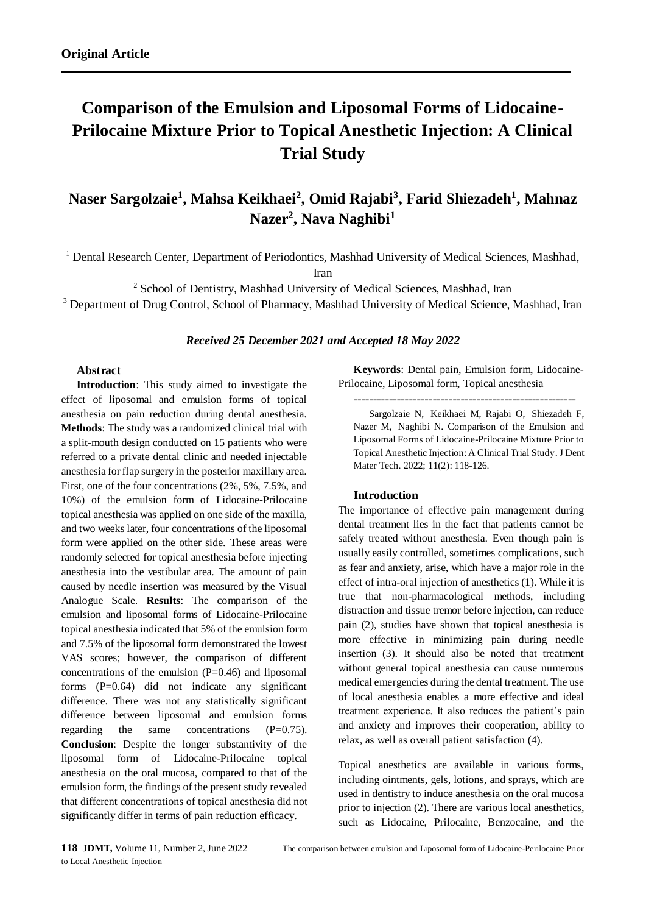**Original Article**

# Comparison of the Emulsion and Liposomal Forms of Lidocaine-Prilocaine Mixture Prior to Topical Anesthetic Injection: A Clinical Trial Study

## Naser Sargolzaie[1], Mahsa Keikhaei[2], Omid Rajabi[3], Farid Shiezadeh[1], Mahnaz Nazer[2], Nava Naghibi[1]

[1] Dental Research Center, Department of Periodontics, Mashhad University of Medical Sciences, Mashhad, Iran

[2] School of Dentistry, Mashhad University of Medical Sciences, Mashhad, Iran

[3] Department of Drug Control, School of Pharmacy, Mashhad University of Medical Science, Mashhad, Iran

***Received 25 December 2021 and Accepted 18 May 2022***

### Abstract

**Introduction**: This study aimed to investigate the effect of liposomal and emulsion forms of topical anesthesia on pain reduction during dental anesthesia. **Methods**: The study was a randomized clinical trial with a split-mouth design conducted on 15 patients who were referred to a private dental clinic and needed injectable anesthesia for flap surgery in the posterior maxillary area. First, one of the four concentrations (2%, 5%, 7.5%, and 10%) of the emulsion form of Lidocaine-Prilocaine topical anesthesia was applied on one side of the maxilla, and two weeks later, four concentrations of the liposomal form were applied on the other side. These areas were randomly selected for topical anesthesia before injecting anesthesia into the vestibular area. The amount of pain caused by needle insertion was measured by the Visual Analogue Scale. **Results**: The comparison of the emulsion and liposomal forms of Lidocaine-Prilocaine topical anesthesia indicated that 5% of the emulsion form and 7.5% of the liposomal form demonstrated the lowest VAS scores; however, the comparison of different concentrations of the emulsion (P=0.46) and liposomal forms (P=0.64) did not indicate any significant difference. There was not any statistically significant difference between liposomal and emulsion forms regarding the same concentrations (P=0.75). **Conclusion**: Despite the longer substantivity of the liposomal form of Lidocaine-Prilocaine topical anesthesia on the oral mucosa, compared to that of the emulsion form, the findings of the present study revealed that different concentrations of topical anesthesia did not significantly differ in terms of pain reduction efficacy.

**Keywords**: Dental pain, Emulsion form, Lidocaine-Prilocaine, Liposomal form, Topical anesthesia

---------------------------------------------------------

Sargolzaie N, Keikhaei M, Rajabi O, Shiezadeh F, Nazer M, Naghibi N. Comparison of the Emulsion and Liposomal Forms of Lidocaine-Prilocaine Mixture Prior to Topical Anesthetic Injection: A Clinical Trial Study. J Dent Mater Tech. 2022; 11(2): 118-126.

### Introduction

The importance of effective pain management during dental treatment lies in the fact that patients cannot be safely treated without anesthesia. Even though pain is usually easily controlled, sometimes complications, such as fear and anxiety, arise, which have a major role in the effect of intra-oral injection of anesthetics (1). While it is true that non-pharmacological methods, including distraction and tissue tremor before injection, can reduce pain (2), studies have shown that topical anesthesia is more effective in minimizing pain during needle insertion (3). It should also be noted that treatment without general topical anesthesia can cause numerous medical emergencies during the dental treatment. The use of local anesthesia enables a more effective and ideal treatment experience. It also reduces the patient's pain and anxiety and improves their cooperation, ability to relax, as well as overall patient satisfaction (4).

Topical anesthetics are available in various forms, including ointments, gels, lotions, and sprays, which are used in dentistry to induce anesthesia on the oral mucosa prior to injection (2). There are various local anesthetics, such as Lidocaine, Prilocaine, Benzocaine, and the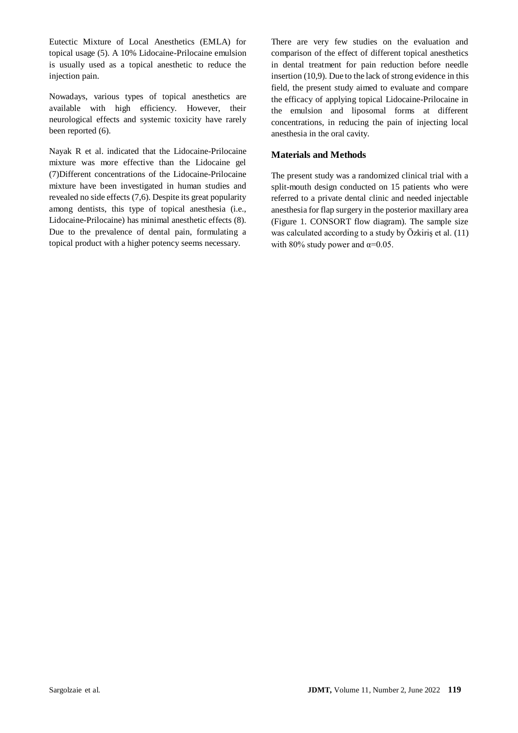Eutectic Mixture of Local Anesthetics (EMLA) for topical usage (5). A 10% Lidocaine-Prilocaine emulsion is usually used as a topical anesthetic to reduce the injection pain.

Nowadays, various types of topical anesthetics are available with high efficiency. However, their neurological effects and systemic toxicity have rarely been reported (6).

Nayak R et al. indicated that the Lidocaine-Prilocaine mixture was more effective than the Lidocaine gel (7)Different concentrations of the Lidocaine-Prilocaine mixture have been investigated in human studies and revealed no side effects (7,6). Despite its great popularity among dentists, this type of topical anesthesia (i.e., Lidocaine-Prilocaine) has minimal anesthetic effects (8). Due to the prevalence of dental pain, formulating a topical product with a higher potency seems necessary.

There are very few studies on the evaluation and comparison of the effect of different topical anesthetics in dental treatment for pain reduction before needle insertion (10,9). Due to the lack of strong evidence in this field, the present study aimed to evaluate and compare the efficacy of applying topical Lidocaine-Prilocaine in the emulsion and liposomal forms at different concentrations, in reducing the pain of injecting local anesthesia in the oral cavity.

## Materials and Methods

The present study was a randomized clinical trial with a split-mouth design conducted on 15 patients who were referred to a private dental clinic and needed injectable anesthesia for flap surgery in the posterior maxillary area (Figure 1. CONSORT flow diagram). The sample size was calculated according to a study by Özkiriş et al. (11) with 80% study power and $\alpha=0.05$.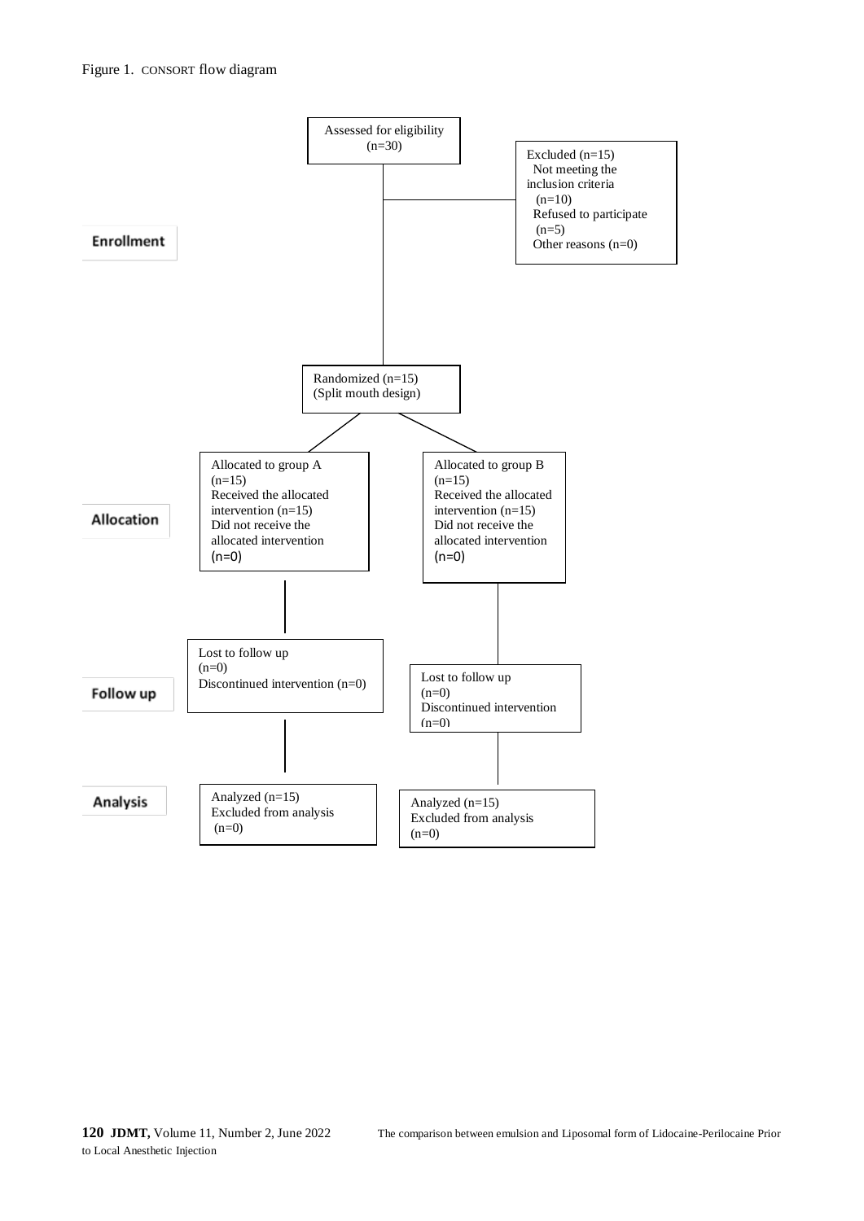Figure 1. CONSORT flow diagram

**Enrollment**

Assessed for eligibility (n=30)

Excluded (n=15)
- Not meeting the inclusion criteria (n=10)
- Refused to participate (n=5)
- Other reasons (n=0)

Randomized (n=15)
(Split mouth design)

**Allocation**

| Allocated to group A (n=15) | Allocated to group B (n=15) |
|---|---|
| Received the allocated intervention (n=15) | Received the allocated intervention (n=15) |
| Did not receive the allocated intervention (n=0) | Did not receive the allocated intervention (n=0) |

**Follow up**

| Group A | Group B |
|---|---|
| Lost to follow up (n=0) | Lost to follow up (n=0) |
| Discontinued intervention (n=0) | Discontinued intervention (n=0) |

**Analysis**

| Group A | Group B |
|---|---|
| Analyzed (n=15) | Analyzed (n=15) |
| Excluded from analysis (n=0) | Excluded from analysis (n=0) |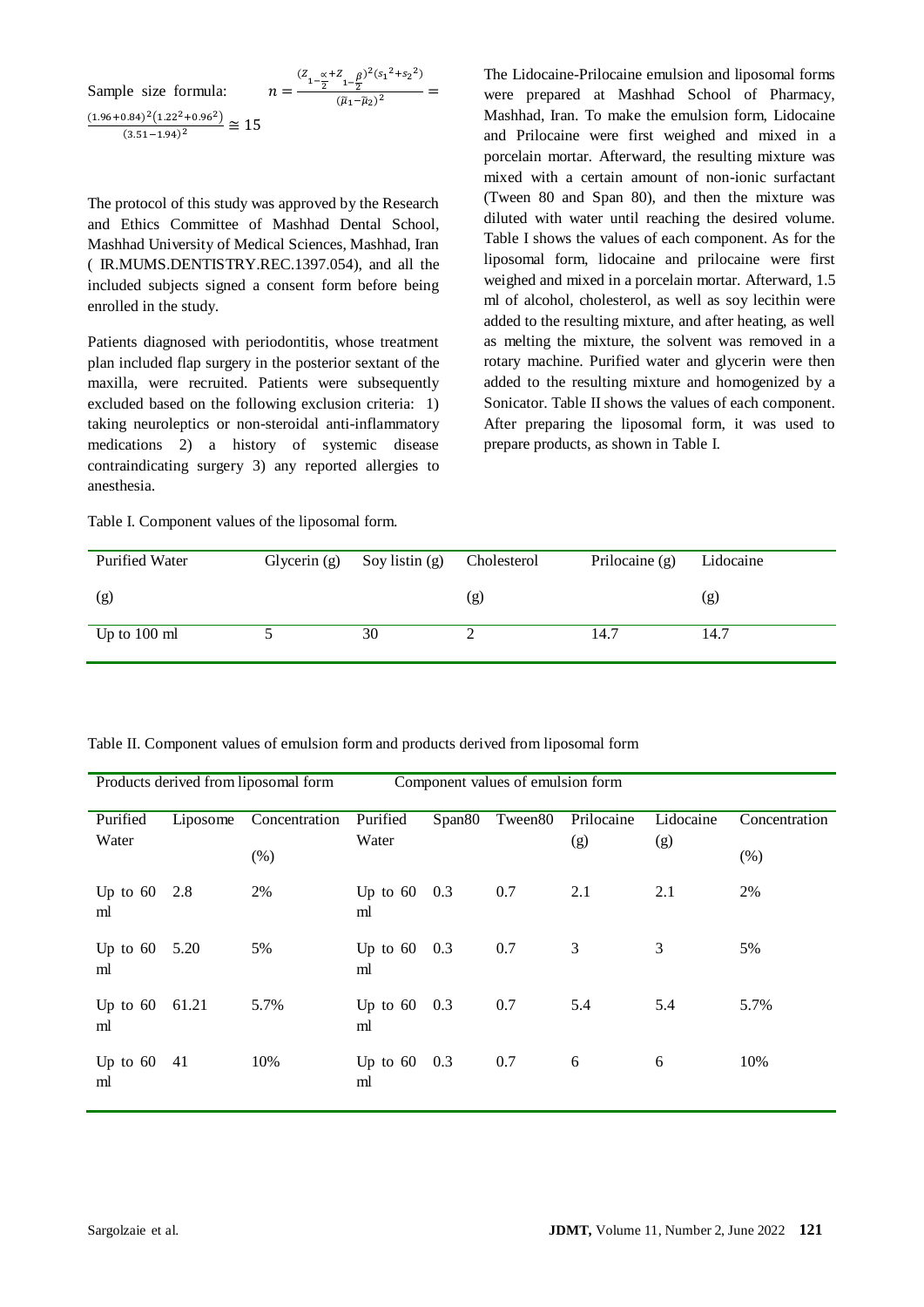Sample size formula: $n = \frac{(Z_{1-\frac{\alpha}{2}} + Z_{1-\frac{\beta}{2}})^2 (s_1{}^2 + s_2{}^2)}{(\bar{\mu}_1 - \bar{\mu}_2)^2} = \frac{(1.96+0.84)^2(1.22^2+0.96^2)}{(3.51-1.94)^2} \cong 15$

The protocol of this study was approved by the Research and Ethics Committee of Mashhad Dental School, Mashhad University of Medical Sciences, Mashhad, Iran ( IR.MUMS.DENTISTRY.REC.1397.054), and all the included subjects signed a consent form before being enrolled in the study.

Patients diagnosed with periodontitis, whose treatment plan included flap surgery in the posterior sextant of the maxilla, were recruited. Patients were subsequently excluded based on the following exclusion criteria: 1) taking neuroleptics or non-steroidal anti-inflammatory medications 2) a history of systemic disease contraindicating surgery 3) any reported allergies to anesthesia.

The Lidocaine-Prilocaine emulsion and liposomal forms were prepared at Mashhad School of Pharmacy, Mashhad, Iran. To make the emulsion form, Lidocaine and Prilocaine were first weighed and mixed in a porcelain mortar. Afterward, the resulting mixture was mixed with a certain amount of non-ionic surfactant (Tween 80 and Span 80), and then the mixture was diluted with water until reaching the desired volume. Table I shows the values of each component. As for the liposomal form, lidocaine and prilocaine were first weighed and mixed in a porcelain mortar. Afterward, 1.5 ml of alcohol, cholesterol, as well as soy lecithin were added to the resulting mixture, and after heating, as well as melting the mixture, the solvent was removed in a rotary machine. Purified water and glycerin were then added to the resulting mixture and homogenized by a Sonicator. Table II shows the values of each component. After preparing the liposomal form, it was used to prepare products, as shown in Table I.

Table I. Component values of the liposomal form.

| Purified Water (g) | Glycerin (g) | Soy listin (g) | Cholesterol (g) | Prilocaine (g) | Lidocaine (g) |
|---|---|---|---|---|---|
| Up to 100 ml | 5 | 30 | 2 | 14.7 | 14.7 |

Table II. Component values of emulsion form and products derived from liposomal form

| Products derived from liposomal form | | | Component values of emulsion form | | | | | |
|---|---|---|---|---|---|---|---|---|
| Purified Water | Liposome | Concentration (%) | Purified Water | Span80 | Tween80 | Prilocaine (g) | Lidocaine (g) | Concentration (%) |
| Up to 60 ml | 2.8 | 2% | Up to 60 ml | 0.3 | 0.7 | 2.1 | 2.1 | 2% |
| Up to 60 ml | 5.20 | 5% | Up to 60 ml | 0.3 | 0.7 | 3 | 3 | 5% |
| Up to 60 ml | 61.21 | 5.7% | Up to 60 ml | 0.3 | 0.7 | 5.4 | 5.4 | 5.7% |
| Up to 60 ml | 41 | 10% | Up to 60 ml | 0.3 | 0.7 | 6 | 6 | 10% |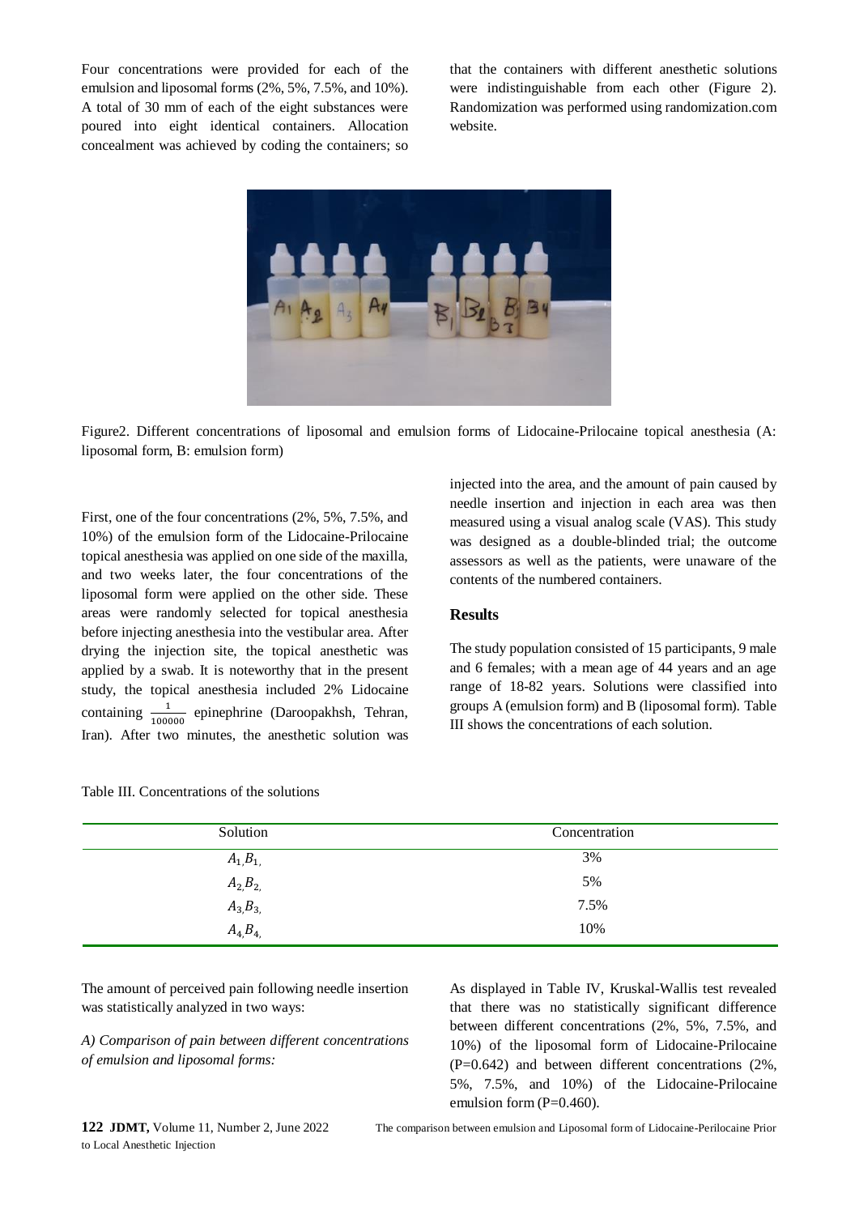Four concentrations were provided for each of the emulsion and liposomal forms (2%, 5%, 7.5%, and 10%). A total of 30 mm of each of the eight substances were poured into eight identical containers. Allocation concealment was achieved by coding the containers; so that the containers with different anesthetic solutions were indistinguishable from each other (Figure 2). Randomization was performed using randomization.com website.

Figure2. Different concentrations of liposomal and emulsion forms of Lidocaine-Prilocaine topical anesthesia (A: liposomal form, B: emulsion form)

First, one of the four concentrations (2%, 5%, 7.5%, and 10%) of the emulsion form of the Lidocaine-Prilocaine topical anesthesia was applied on one side of the maxilla, and two weeks later, the four concentrations of the liposomal form were applied on the other side. These areas were randomly selected for topical anesthesia before injecting anesthesia into the vestibular area. After drying the injection site, the topical anesthetic was applied by a swab. It is noteworthy that in the present study, the topical anesthesia included 2% Lidocaine containing $\frac{1}{100000}$ epinephrine (Daroopakhsh, Tehran, Iran). After two minutes, the anesthetic solution was injected into the area, and the amount of pain caused by needle insertion and injection in each area was then measured using a visual analog scale (VAS). This study was designed as a double-blinded trial; the outcome assessors as well as the patients, were unaware of the contents of the numbered containers.

## Results

The study population consisted of 15 participants, 9 male and 6 females; with a mean age of 44 years and an age range of 18-82 years. Solutions were classified into groups A (emulsion form) and B (liposomal form). Table III shows the concentrations of each solution.

Table III. Concentrations of the solutions

| Solution | Concentration |
|---|---|
| $A_1, B_1$ | 3% |
| $A_2, B_2$ | 5% |
| $A_3, B_3$ | 7.5% |
| $A_4, B_4$ | 10% |

The amount of perceived pain following needle insertion was statistically analyzed in two ways:

*A) Comparison of pain between different concentrations of emulsion and liposomal forms:*

As displayed in Table IV, Kruskal-Wallis test revealed that there was no statistically significant difference between different concentrations (2%, 5%, 7.5%, and 10%) of the liposomal form of Lidocaine-Prilocaine (P=0.642) and between different concentrations (2%, 5%, 7.5%, and 10%) of the Lidocaine-Prilocaine emulsion form (P=0.460).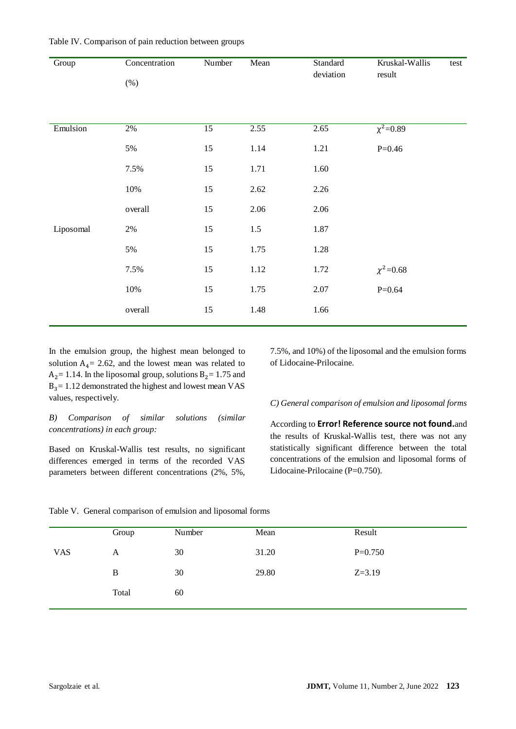Table IV. Comparison of pain reduction between groups

| Group | Concentration (%) | Number | Mean | Standard deviation | Kruskal-Wallis test result |
|---|---|---|---|---|---|
| Emulsion | 2% | 15 | 2.55 | 2.65 | $\chi^2$=0.89 |
| | 5% | 15 | 1.14 | 1.21 | P=0.46 |
| | 7.5% | 15 | 1.71 | 1.60 | |
| | 10% | 15 | 2.62 | 2.26 | |
| | overall | 15 | 2.06 | 2.06 | |
| Liposomal | 2% | 15 | 1.5 | 1.87 | |
| | 5% | 15 | 1.75 | 1.28 | |
| | 7.5% | 15 | 1.12 | 1.72 | $\chi^2$=0.68 |
| | 10% | 15 | 1.75 | 2.07 | P=0.64 |
| | overall | 15 | 1.48 | 1.66 | |

In the emulsion group, the highest mean belonged to solution $A_4$= 2.62, and the lowest mean was related to $A_2$= 1.14. In the liposomal group, solutions $B_2$= 1.75 and $B_3$= 1.12 demonstrated the highest and lowest mean VAS values, respectively.

*B) Comparison of similar solutions (similar concentrations) in each group:*

Based on Kruskal-Wallis test results, no significant differences emerged in terms of the recorded VAS parameters between different concentrations (2%, 5%, 7.5%, and 10%) of the liposomal and the emulsion forms of Lidocaine-Prilocaine.

*C) General comparison of emulsion and liposomal forms*

According to **Error! Reference source not found.**and the results of Kruskal-Wallis test, there was not any statistically significant difference between the total concentrations of the emulsion and liposomal forms of Lidocaine-Prilocaine (P=0.750).

Table V. General comparison of emulsion and liposomal forms

| | Group | Number | Mean | Result |
|---|---|---|---|---|
| VAS | A | 30 | 31.20 | P=0.750 |
| | B | 30 | 29.80 | Z=3.19 |
| | Total | 60 | | |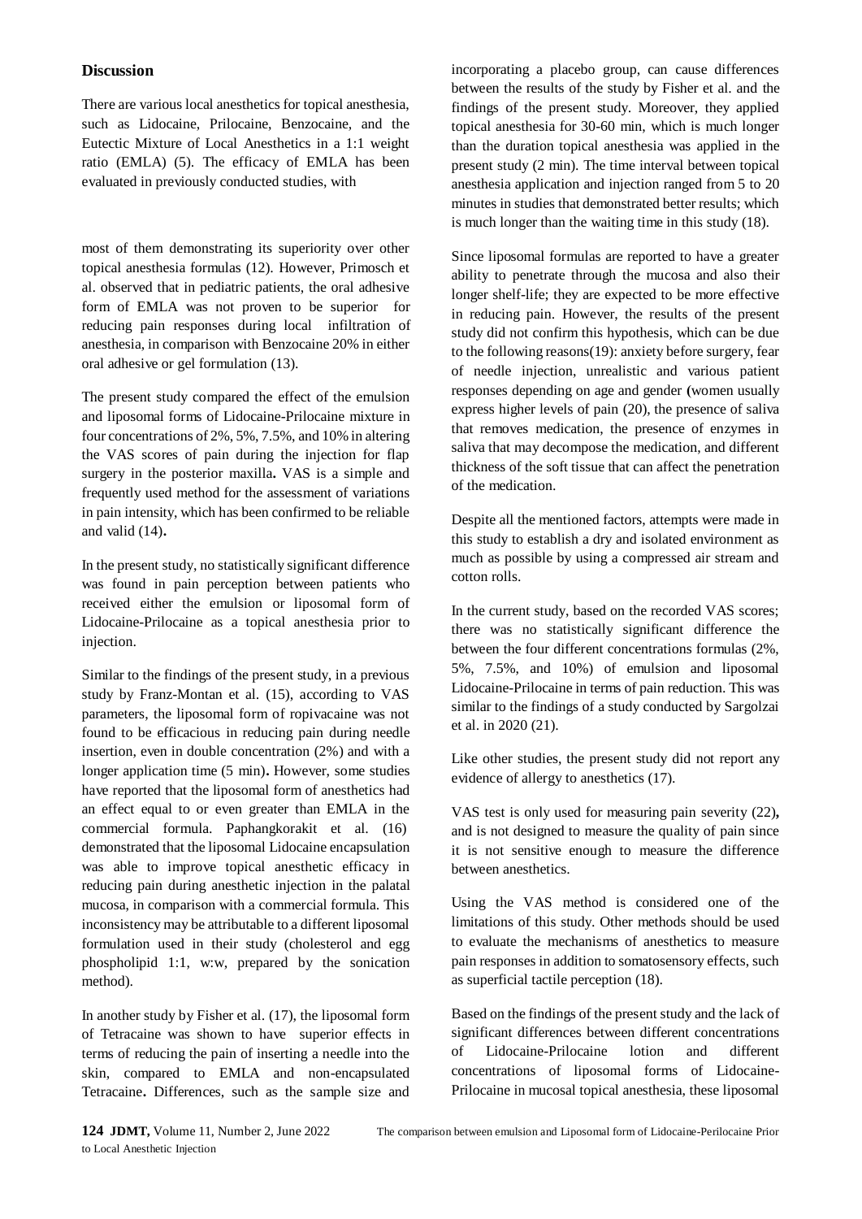## Discussion

There are various local anesthetics for topical anesthesia, such as Lidocaine, Prilocaine, Benzocaine, and the Eutectic Mixture of Local Anesthetics in a 1:1 weight ratio (EMLA) (5). The efficacy of EMLA has been evaluated in previously conducted studies, with

most of them demonstrating its superiority over other topical anesthesia formulas (12). However, Primosch et al. observed that in pediatric patients, the oral adhesive form of EMLA was not proven to be superior for reducing pain responses during local infiltration of anesthesia, in comparison with Benzocaine 20% in either oral adhesive or gel formulation (13).

The present study compared the effect of the emulsion and liposomal forms of Lidocaine-Prilocaine mixture in four concentrations of 2%, 5%, 7.5%, and 10% in altering the VAS scores of pain during the injection for flap surgery in the posterior maxilla**.** VAS is a simple and frequently used method for the assessment of variations in pain intensity, which has been confirmed to be reliable and valid (14)**.**

In the present study, no statistically significant difference was found in pain perception between patients who received either the emulsion or liposomal form of Lidocaine-Prilocaine as a topical anesthesia prior to injection.

Similar to the findings of the present study, in a previous study by Franz-Montan et al. (15), according to VAS parameters, the liposomal form of ropivacaine was not found to be efficacious in reducing pain during needle insertion, even in double concentration (2%) and with a longer application time (5 min)**.** However, some studies have reported that the liposomal form of anesthetics had an effect equal to or even greater than EMLA in the commercial formula. Paphangkorakit et al. (16) demonstrated that the liposomal Lidocaine encapsulation was able to improve topical anesthetic efficacy in reducing pain during anesthetic injection in the palatal mucosa, in comparison with a commercial formula. This inconsistency may be attributable to a different liposomal formulation used in their study (cholesterol and egg phospholipid 1:1, w:w, prepared by the sonication method).

In another study by Fisher et al. (17), the liposomal form of Tetracaine was shown to have superior effects in terms of reducing the pain of inserting a needle into the skin, compared to EMLA and non-encapsulated Tetracaine**.** Differences, such as the sample size and incorporating a placebo group, can cause differences between the results of the study by Fisher et al. and the findings of the present study. Moreover, they applied topical anesthesia for 30-60 min, which is much longer than the duration topical anesthesia was applied in the present study (2 min). The time interval between topical anesthesia application and injection ranged from 5 to 20 minutes in studies that demonstrated better results; which is much longer than the waiting time in this study (18).

Since liposomal formulas are reported to have a greater ability to penetrate through the mucosa and also their longer shelf-life; they are expected to be more effective in reducing pain. However, the results of the present study did not confirm this hypothesis, which can be due to the following reasons(19): anxiety before surgery, fear of needle injection, unrealistic and various patient responses depending on age and gender (women usually express higher levels of pain (20), the presence of saliva that removes medication, the presence of enzymes in saliva that may decompose the medication, and different thickness of the soft tissue that can affect the penetration of the medication.

Despite all the mentioned factors, attempts were made in this study to establish a dry and isolated environment as much as possible by using a compressed air stream and cotton rolls.

In the current study, based on the recorded VAS scores; there was no statistically significant difference the between the four different concentrations formulas (2%, 5%, 7.5%, and 10%) of emulsion and liposomal Lidocaine-Prilocaine in terms of pain reduction. This was similar to the findings of a study conducted by Sargolzai et al. in 2020 (21).

Like other studies, the present study did not report any evidence of allergy to anesthetics (17).

VAS test is only used for measuring pain severity (22)**,** and is not designed to measure the quality of pain since it is not sensitive enough to measure the difference between anesthetics.

Using the VAS method is considered one of the limitations of this study. Other methods should be used to evaluate the mechanisms of anesthetics to measure pain responses in addition to somatosensory effects, such as superficial tactile perception (18).

Based on the findings of the present study and the lack of significant differences between different concentrations of Lidocaine-Prilocaine lotion and different concentrations of liposomal forms of Lidocaine-Prilocaine in mucosal topical anesthesia, these liposomal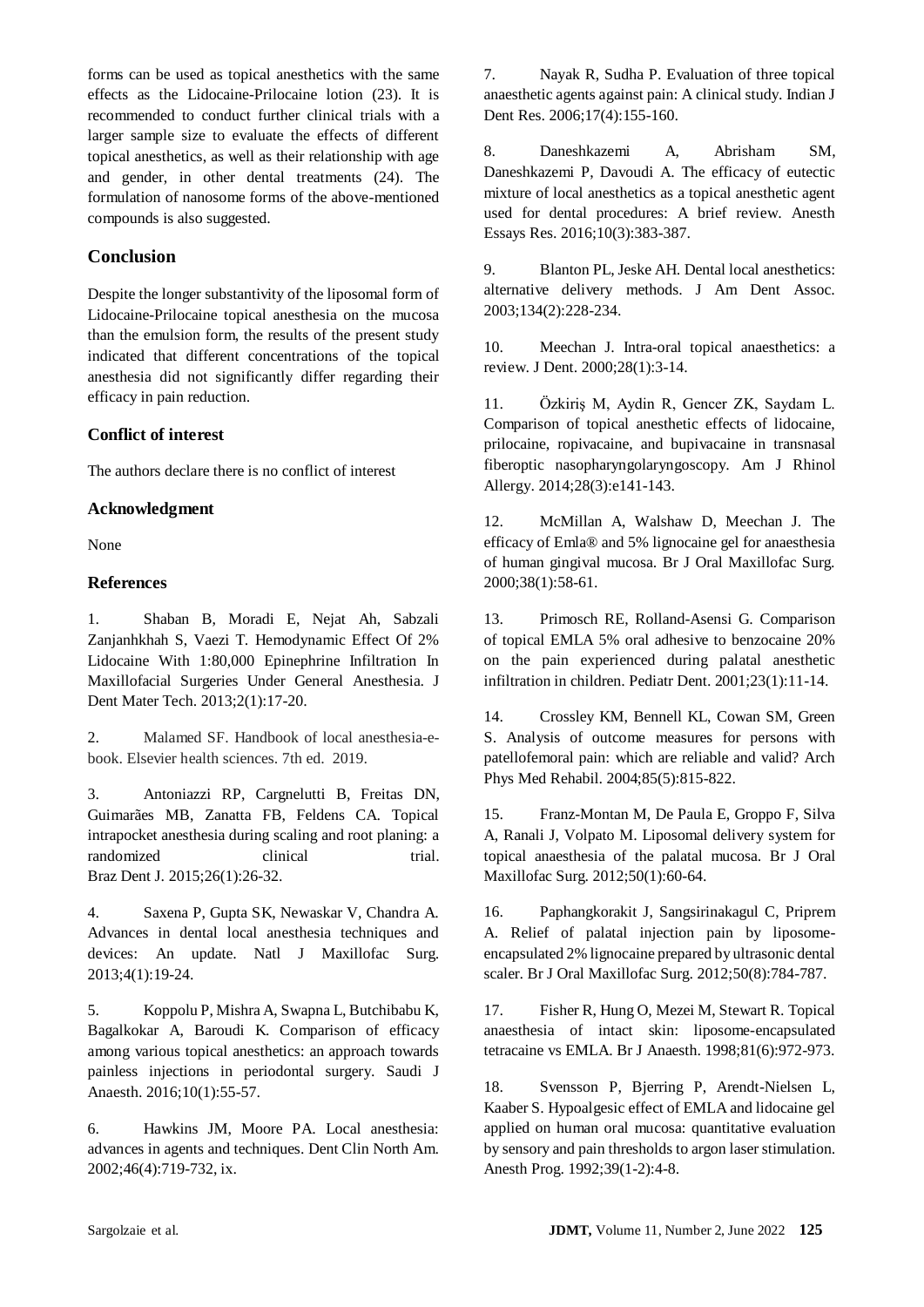forms can be used as topical anesthetics with the same effects as the Lidocaine-Prilocaine lotion (23). It is recommended to conduct further clinical trials with a larger sample size to evaluate the effects of different topical anesthetics, as well as their relationship with age and gender, in other dental treatments (24). The formulation of nanosome forms of the above-mentioned compounds is also suggested.

## Conclusion

Despite the longer substantivity of the liposomal form of Lidocaine-Prilocaine topical anesthesia on the mucosa than the emulsion form, the results of the present study indicated that different concentrations of the topical anesthesia did not significantly differ regarding their efficacy in pain reduction.

### Conflict of interest

The authors declare there is no conflict of interest

### Acknowledgment

None

### References

1. Shaban B, Moradi E, Nejat Ah, Sabzali Zanjanhkhah S, Vaezi T. Hemodynamic Effect Of 2% Lidocaine With 1:80,000 Epinephrine Infiltration In Maxillofacial Surgeries Under General Anesthesia. J Dent Mater Tech. 2013;2(1):17-20.

2. Malamed SF. Handbook of local anesthesia-e-book. Elsevier health sciences. 7th ed. 2019.

3. Antoniazzi RP, Cargnelutti B, Freitas DN, Guimarães MB, Zanatta FB, Feldens CA. Topical intrapocket anesthesia during scaling and root planing: a randomized clinical trial. Braz Dent J. 2015;26(1):26-32.

4. Saxena P, Gupta SK, Newaskar V, Chandra A. Advances in dental local anesthesia techniques and devices: An update. Natl J Maxillofac Surg. 2013;4(1):19-24.

5. Koppolu P, Mishra A, Swapna L, Butchibabu K, Bagalkokar A, Baroudi K. Comparison of efficacy among various topical anesthetics: an approach towards painless injections in periodontal surgery. Saudi J Anaesth. 2016;10(1):55-57.

6. Hawkins JM, Moore PA. Local anesthesia: advances in agents and techniques. Dent Clin North Am. 2002;46(4):719-732, ix.

7. Nayak R, Sudha P. Evaluation of three topical anaesthetic agents against pain: A clinical study. Indian J Dent Res. 2006;17(4):155-160.

8. Daneshkazemi A, Abrisham SM, Daneshkazemi P, Davoudi A. The efficacy of eutectic mixture of local anesthetics as a topical anesthetic agent used for dental procedures: A brief review. Anesth Essays Res. 2016;10(3):383-387.

9. Blanton PL, Jeske AH. Dental local anesthetics: alternative delivery methods. J Am Dent Assoc. 2003;134(2):228-234.

10. Meechan J. Intra-oral topical anaesthetics: a review. J Dent. 2000;28(1):3-14.

11. Özkiriş M, Aydin R, Gencer ZK, Saydam L. Comparison of topical anesthetic effects of lidocaine, prilocaine, ropivacaine, and bupivacaine in transnasal fiberoptic nasopharyngolaryngoscopy. Am J Rhinol Allergy. 2014;28(3):e141-143.

12. McMillan A, Walshaw D, Meechan J. The efficacy of Emla® and 5% lignocaine gel for anaesthesia of human gingival mucosa. Br J Oral Maxillofac Surg. 2000;38(1):58-61.

13. Primosch RE, Rolland-Asensi G. Comparison of topical EMLA 5% oral adhesive to benzocaine 20% on the pain experienced during palatal anesthetic infiltration in children. Pediatr Dent. 2001;23(1):11-14.

14. Crossley KM, Bennell KL, Cowan SM, Green S. Analysis of outcome measures for persons with patellofemoral pain: which are reliable and valid? Arch Phys Med Rehabil. 2004;85(5):815-822.

15. Franz-Montan M, De Paula E, Groppo F, Silva A, Ranali J, Volpato M. Liposomal delivery system for topical anaesthesia of the palatal mucosa. Br J Oral Maxillofac Surg. 2012;50(1):60-64.

16. Paphangkorakit J, Sangsirinakagul C, Priprem A. Relief of palatal injection pain by liposome-encapsulated 2% lignocaine prepared by ultrasonic dental scaler. Br J Oral Maxillofac Surg. 2012;50(8):784-787.

17. Fisher R, Hung O, Mezei M, Stewart R. Topical anaesthesia of intact skin: liposome-encapsulated tetracaine vs EMLA. Br J Anaesth. 1998;81(6):972-973.

18. Svensson P, Bjerring P, Arendt-Nielsen L, Kaaber S. Hypoalgesic effect of EMLA and lidocaine gel applied on human oral mucosa: quantitative evaluation by sensory and pain thresholds to argon laser stimulation. Anesth Prog. 1992;39(1-2):4-8.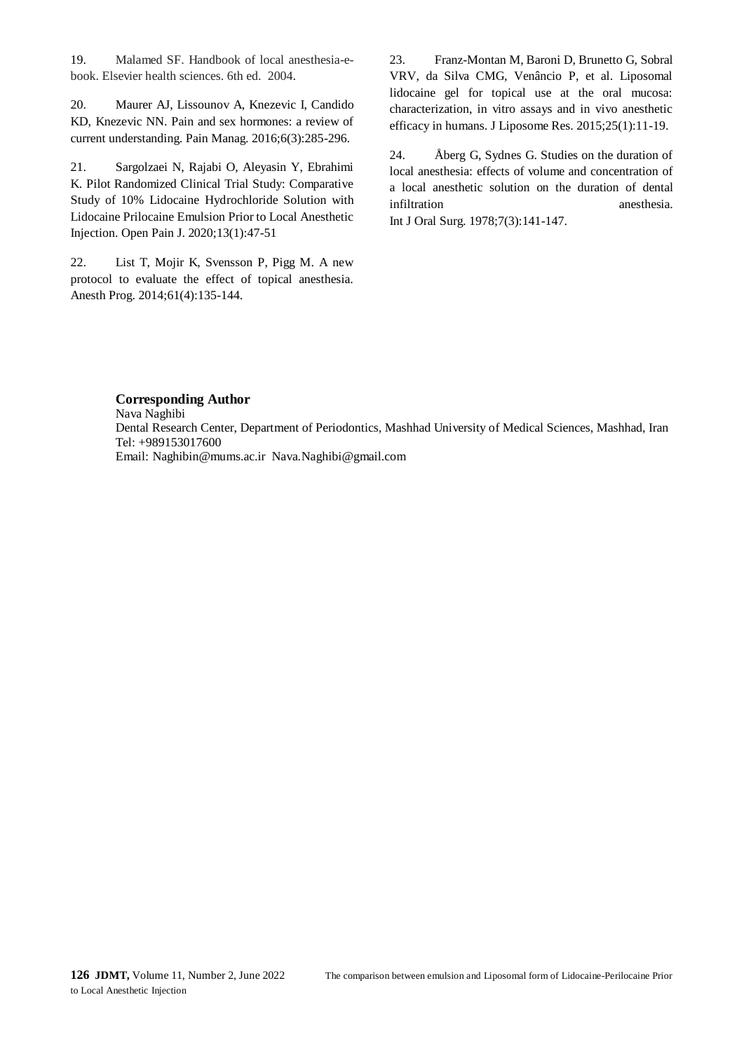19. Malamed SF. Handbook of local anesthesia-e-book. Elsevier health sciences. 6th ed. 2004.

20. Maurer AJ, Lissounov A, Knezevic I, Candido KD, Knezevic NN. Pain and sex hormones: a review of current understanding. Pain Manag. 2016;6(3):285-296.

21. Sargolzaei N, Rajabi O, Aleyasin Y, Ebrahimi K. Pilot Randomized Clinical Trial Study: Comparative Study of 10% Lidocaine Hydrochloride Solution with Lidocaine Prilocaine Emulsion Prior to Local Anesthetic Injection. Open Pain J. 2020;13(1):47-51

22. List T, Mojir K, Svensson P, Pigg M. A new protocol to evaluate the effect of topical anesthesia. Anesth Prog. 2014;61(4):135-144.

23. Franz-Montan M, Baroni D, Brunetto G, Sobral VRV, da Silva CMG, Venâncio P, et al. Liposomal lidocaine gel for topical use at the oral mucosa: characterization, in vitro assays and in vivo anesthetic efficacy in humans. J Liposome Res. 2015;25(1):11-19.

24. Åberg G, Sydnes G. Studies on the duration of local anesthesia: effects of volume and concentration of a local anesthetic solution on the duration of dental infiltration anesthesia. Int J Oral Surg. 1978;7(3):141-147.

**Corresponding Author**
Nava Naghibi
Dental Research Center, Department of Periodontics, Mashhad University of Medical Sciences, Mashhad, Iran
Tel: +989153017600
Email: Naghibin@mums.ac.ir Nava.Naghibi@gmail.com